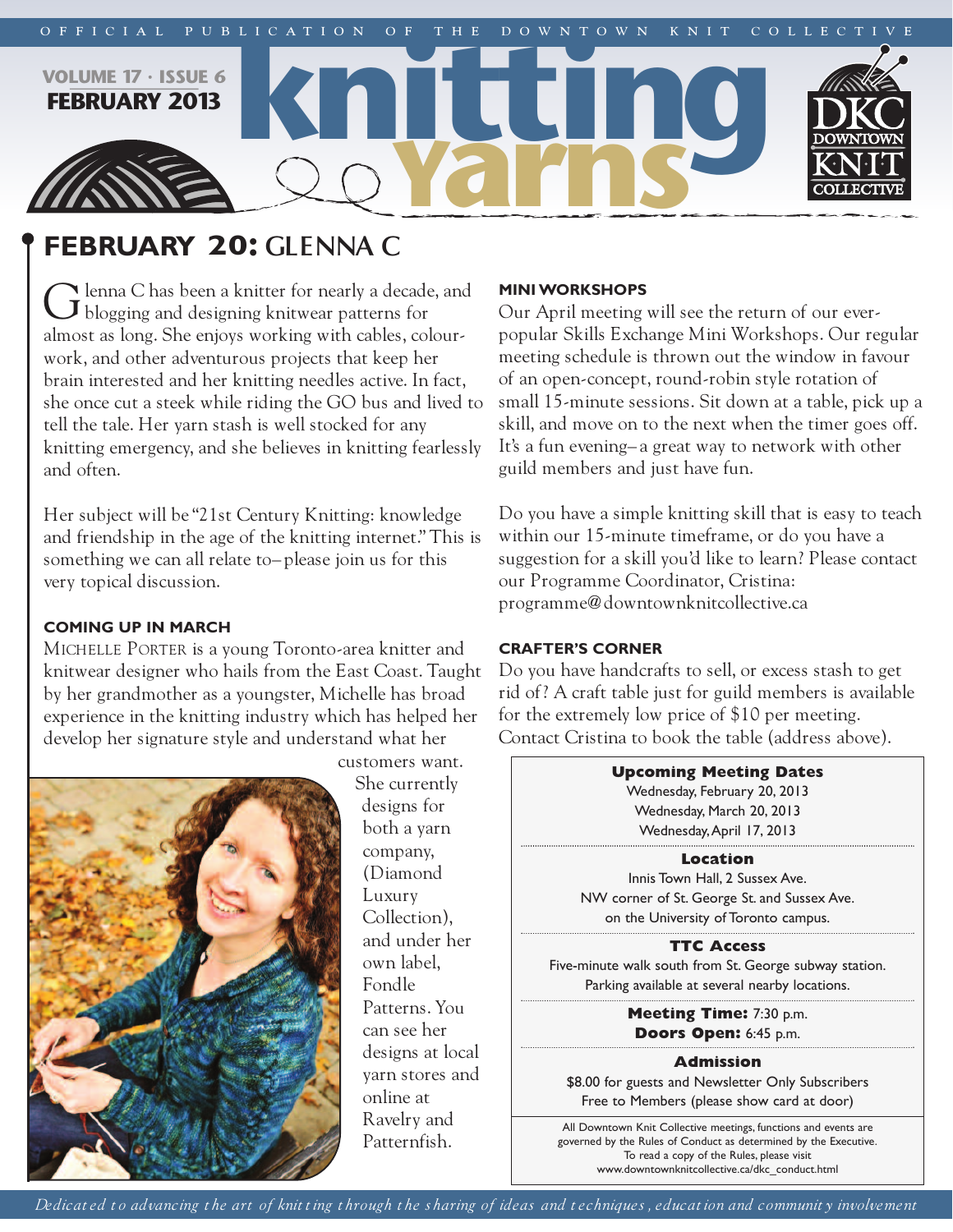OFFICIAL PUBLICATION OF THE DOWNTOWN KNIT COLLECTIVE

VOLUME 17 · ISSUE 6
FEBRUARY 2013

# knitting Yarns

## FEBRUARY 20: GLENNA C

Glenna C has been a knitter for nearly a decade, and blogging and designing knitwear patterns for almost as long. She enjoys working with cables, colour-work, and other adventurous projects that keep her brain interested and her knitting needles active. In fact, she once cut a steek while riding the GO bus and lived to tell the tale. Her yarn stash is well stocked for any knitting emergency, and she believes in knitting fearlessly and often.

Her subject will be "21st Century Knitting: knowledge and friendship in the age of the knitting internet." This is something we can all relate to– please join us for this very topical discussion.

### COMING UP IN MARCH

MICHELLE PORTER is a young Toronto-area knitter and knitwear designer who hails from the East Coast. Taught by her grandmother as a youngster, Michelle has broad experience in the knitting industry which has helped her develop her signature style and understand what her customers want. She currently designs for both a yarn company, (Diamond Luxury Collection), and under her own label, Fondle Patterns. You can see her designs at local yarn stores and online at Ravelry and Patternfish.

### MINI WORKSHOPS

Our April meeting will see the return of our ever-popular Skills Exchange Mini Workshops. Our regular meeting schedule is thrown out the window in favour of an open-concept, round-robin style rotation of small 15-minute sessions. Sit down at a table, pick up a skill, and move on to the next when the timer goes off. It's a fun evening– a great way to network with other guild members and just have fun.

Do you have a simple knitting skill that is easy to teach within our 15-minute timeframe, or do you have a suggestion for a skill you'd like to learn? Please contact our Programme Coordinator, Cristina: programme@downtownknitcollective.ca

### CRAFTER'S CORNER

Do you have handcrafts to sell, or excess stash to get rid of? A craft table just for guild members is available for the extremely low price of $10 per meeting. Contact Cristina to book the table (address above).

**Upcoming Meeting Dates**
Wednesday, February 20, 2013
Wednesday, March 20, 2013
Wednesday, April 17, 2013

**Location**
Innis Town Hall, 2 Sussex Ave.
NW corner of St. George St. and Sussex Ave.
on the University of Toronto campus.

**TTC Access**
Five-minute walk south from St. George subway station.
Parking available at several nearby locations.

**Meeting Time:** 7:30 p.m.
**Doors Open:** 6:45 p.m.

**Admission**
$8.00 for guests and Newsletter Only Subscribers
Free to Members (please show card at door)

All Downtown Knit Collective meetings, functions and events are governed by the Rules of Conduct as determined by the Executive. To read a copy of the Rules, please visit www.downtownknitcollective.ca/dkc_conduct.html

*Dedicated to advancing the art of knitting through the sharing of ideas and techniques, education and community involvement*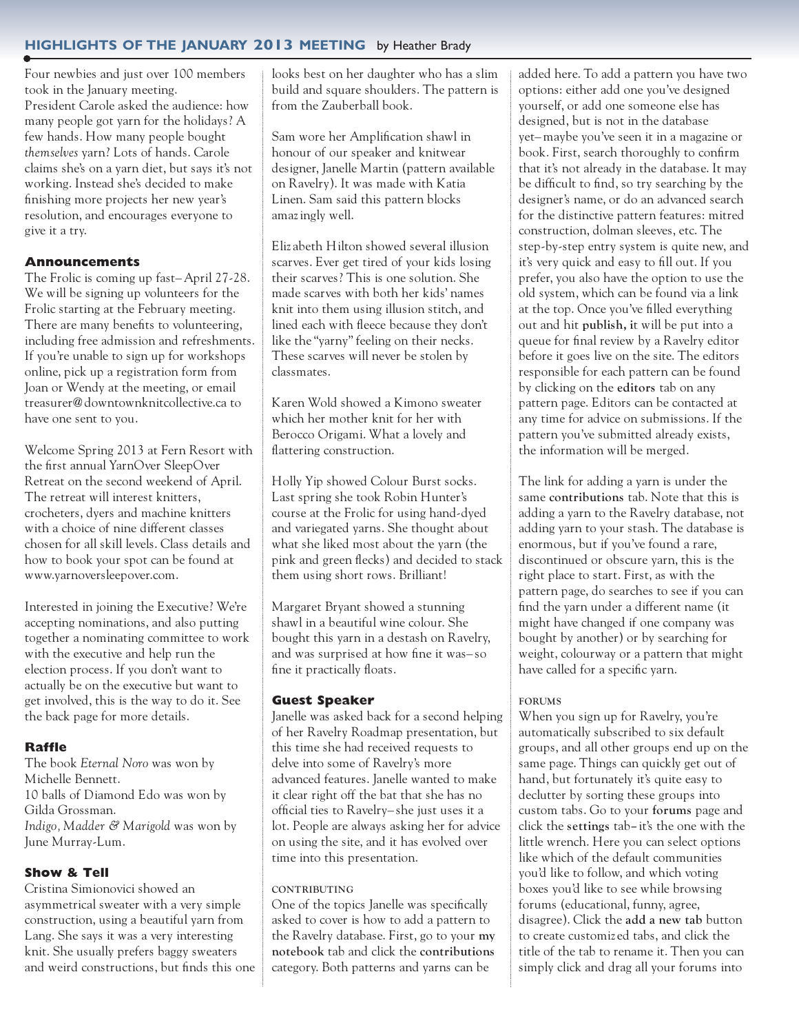## HIGHLIGHTS OF THE JANUARY 2013 MEETING by Heather Brady

Four newbies and just over 100 members took in the January meeting.
President Carole asked the audience: how many people got yarn for the holidays? A few hands. How many people bought *themselves* yarn? Lots of hands. Carole claims she's on a yarn diet, but says it's not working. Instead she's decided to make finishing more projects her new year's resolution, and encourages everyone to give it a try.

### Announcements

The Frolic is coming up fast– April 27-28. We will be signing up volunteers for the Frolic starting at the February meeting. There are many benefits to volunteering, including free admission and refreshments. If you're unable to sign up for workshops online, pick up a registration form from Joan or Wendy at the meeting, or email treasurer@downtownknitcollective.ca to have one sent to you.

Welcome Spring 2013 at Fern Resort with the first annual YarnOver SleepOver Retreat on the second weekend of April. The retreat will interest knitters, crocheters, dyers and machine knitters with a choice of nine different classes chosen for all skill levels. Class details and how to book your spot can be found at www.yarnoversleepover.com.

Interested in joining the Executive? We're accepting nominations, and also putting together a nominating committee to work with the executive and help run the election process. If you don't want to actually be on the executive but want to get involved, this is the way to do it. See the back page for more details.

### Raffle

The book *Eternal Noro* was won by Michelle Bennett.
10 balls of Diamond Edo was won by Gilda Grossman.
*Indigo, Madder & Marigold* was won by June Murray-Lum.

### Show & Tell

Cristina Simionovici showed an asymmetrical sweater with a very simple construction, using a beautiful yarn from Lang. She says it was a very interesting knit. She usually prefers baggy sweaters and weird constructions, but finds this one looks best on her daughter who has a slim build and square shoulders. The pattern is from the Zauberball book.

Sam wore her Amplification shawl in honour of our speaker and knitwear designer, Janelle Martin (pattern available on Ravelry). It was made with Katia Linen. Sam said this pattern blocks amazingly well.

Elizabeth Hilton showed several illusion scarves. Ever get tired of your kids losing their scarves? This is one solution. She made scarves with both her kids' names knit into them using illusion stitch, and lined each with fleece because they don't like the "yarny" feeling on their necks. These scarves will never be stolen by classmates.

Karen Wold showed a Kimono sweater which her mother knit for her with Berocco Origami. What a lovely and flattering construction.

Holly Yip showed Colour Burst socks. Last spring she took Robin Hunter's course at the Frolic for using hand-dyed and variegated yarns. She thought about what she liked most about the yarn (the pink and green flecks) and decided to stack them using short rows. Brilliant!

Margaret Bryant showed a stunning shawl in a beautiful wine colour. She bought this yarn in a destash on Ravelry, and was surprised at how fine it was– so fine it practically floats.

### Guest Speaker

Janelle was asked back for a second helping of her Ravelry Roadmap presentation, but this time she had received requests to delve into some of Ravelry's more advanced features. Janelle wanted to make it clear right off the bat that she has no official ties to Ravelry– she just uses it a lot. People are always asking her for advice on using the site, and it has evolved over time into this presentation.

#### CONTRIBUTING

One of the topics Janelle was specifically asked to cover is how to add a pattern to the Ravelry database. First, go to your **my notebook** tab and click the **contributions** category. Both patterns and yarns can be added here. To add a pattern you have two options: either add one you've designed yourself, or add one someone else has designed, but is not in the database yet– maybe you've seen it in a magazine or book. First, search thoroughly to confirm that it's not already in the database. It may be difficult to find, so try searching by the designer's name, or do an advanced search for the distinctive pattern features: mitred construction, dolman sleeves, etc. The step-by-step entry system is quite new, and it's very quick and easy to fill out. If you prefer, you also have the option to use the old system, which can be found via a link at the top. Once you've filled everything out and hit **publish,** it will be put into a queue for final review by a Ravelry editor before it goes live on the site. The editors responsible for each pattern can be found by clicking on the **editors** tab on any pattern page. Editors can be contacted at any time for advice on submissions. If the pattern you've submitted already exists, the information will be merged.

The link for adding a yarn is under the same **contributions** tab. Note that this is adding a yarn to the Ravelry database, not adding yarn to your stash. The database is enormous, but if you've found a rare, discontinued or obscure yarn, this is the right place to start. First, as with the pattern page, do searches to see if you can find the yarn under a different name (it might have changed if one company was bought by another) or by searching for weight, colourway or a pattern that might have called for a specific yarn.

#### FORUMS

When you sign up for Ravelry, you're automatically subscribed to six default groups, and all other groups end up on the same page. Things can quickly get out of hand, but fortunately it's quite easy to declutter by sorting these groups into custom tabs. Go to your **forums** page and click the **settings** tab– it's the one with the little wrench. Here you can select options like which of the default communities you'd like to follow, and which voting boxes you'd like to see while browsing forums (educational, funny, agree, disagree). Click the **add a new tab** button to create customized tabs, and click the title of the tab to rename it. Then you can simply click and drag all your forums into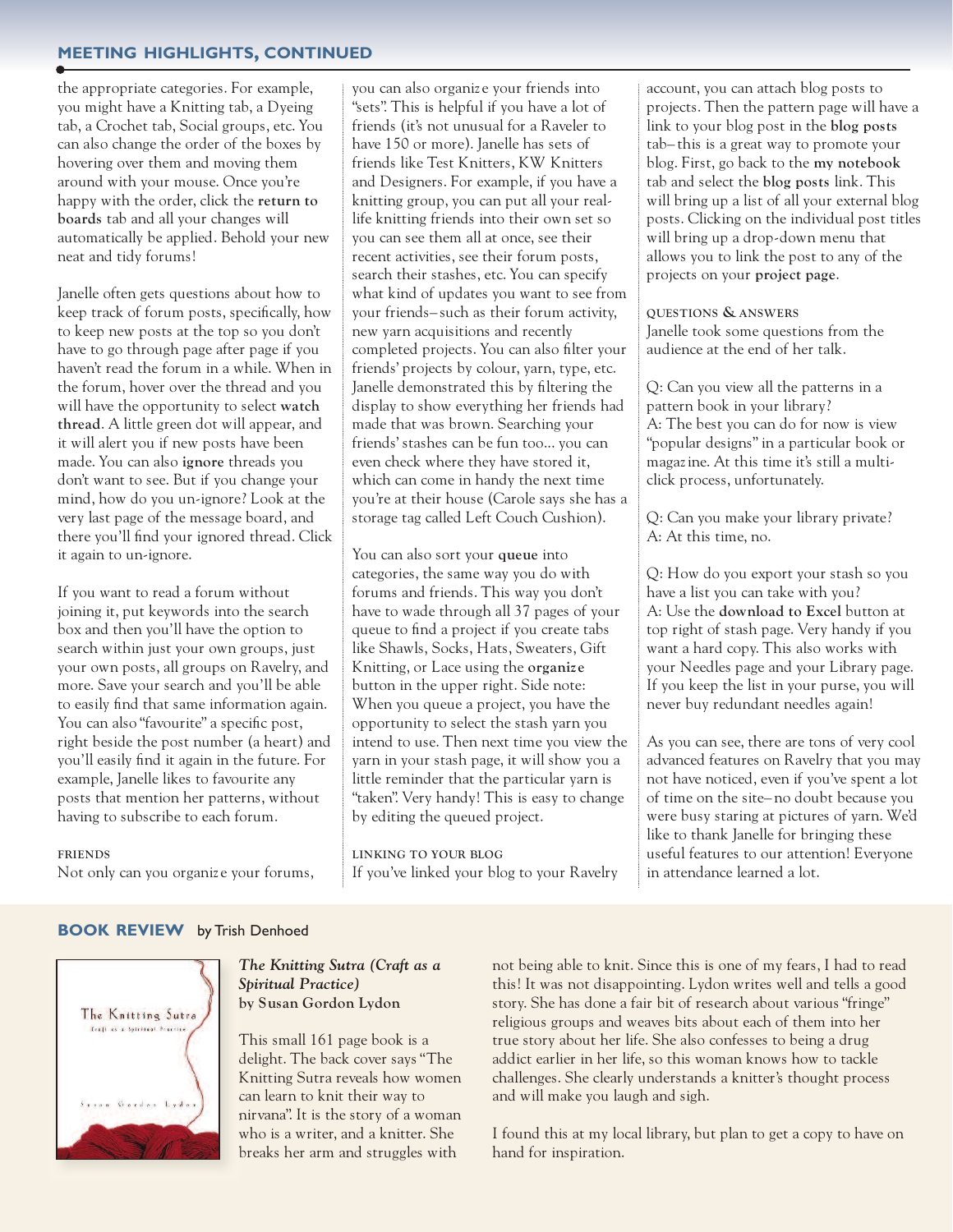## MEETING HIGHLIGHTS, CONTINUED

the appropriate categories. For example, you might have a Knitting tab, a Dyeing tab, a Crochet tab, Social groups, etc. You can also change the order of the boxes by hovering over them and moving them around with your mouse. Once you're happy with the order, click the **return to boards** tab and all your changes will automatically be applied. Behold your new neat and tidy forums!

Janelle often gets questions about how to keep track of forum posts, specifically, how to keep new posts at the top so you don't have to go through page after page if you haven't read the forum in a while. When in the forum, hover over the thread and you will have the opportunity to select **watch thread**. A little green dot will appear, and it will alert you if new posts have been made. You can also **ignore** threads you don't want to see. But if you change your mind, how do you un-ignore? Look at the very last page of the message board, and there you'll find your ignored thread. Click it again to un-ignore.

If you want to read a forum without joining it, put keywords into the search box and then you'll have the option to search within just your own groups, just your own posts, all groups on Ravelry, and more. Save your search and you'll be able to easily find that same information again. You can also "favourite" a specific post, right beside the post number (click a heart) and you'll easily find it again in the future. For example, Janelle likes to favourite any posts that mention her patterns, without having to subscribe to each forum.

### FRIENDS

Not only can you organize your forums, you can also organize your friends into "sets". This is helpful if you have a lot of friends (it's not unusual for a Raveler to have 150 or more). Janelle has sets of friends like Test Knitters, KW Knitters and Designers. For example, if you have a knitting group, you can put all your real-life knitting friends into their own set so you can see them all at once, see their recent activities, see their forum posts, search their stashes, etc. You can specify what kind of updates you want to see from your friends– such as their forum activity, new yarn acquisitions and recently completed projects. You can also filter your friends' projects by colour, yarn, type, etc. Janelle demonstrated this by filtering the display to show everything her friends had made that was brown. Searching your friends' stashes can be fun too... you can even check where they have stored it, which can come in handy the next time you're at their house (Carole says she has a storage tag called Left Couch Cushion).

You can also sort your **queue** into categories, the same way you do with forums and friends. This way you don't have to wade through all 37 pages of your queue to find a project if you create tabs like Shawls, Socks, Hats, Sweaters, Gift Knitting, or Lace using the **organize** button in the upper right. Side note: When you queue a project, you have the opportunity to select the stash yarn you intend to use. Then next time you view the yarn in your stash page, it will show you a little reminder that the particular yarn is "taken". Very handy! This is easy to change by editing the queued project.

### LINKING TO YOUR BLOG

If you've linked your blog to your Ravelry account, you can attach blog posts to projects. Then the pattern page will have a link to your blog post in the **blog posts** tab– this is a great way to promote your blog. First, go back to the **my notebook** tab and select the **blog posts** link. This will bring up a list of all your external blog posts. Clicking on the individual post titles will bring up a drop-down menu that allows you to link the post to any of the projects on your **project page**.

### QUESTIONS & ANSWERS

Janelle took some questions from the audience at the end of her talk.

Q: Can you view all the patterns in a pattern book in your library?
A: The best you can do for now is view "popular designs" in a particular book or magazine. At this time it's still a multi-click process, unfortunately.

Q: Can you make your library private?
A: At this time, no.

Q: How do you export your stash so you have a list you can take with you?
A: Use the **download to Excel** button at top right of stash page. Very handy if you want a hard copy. This also works with your Needles page and your Library page. If you keep the list in your purse, you will never buy redundant needles again!

As you can see, there are tons of very cool advanced features on Ravelry that you may not have noticed, even if you've spent a lot of time on the site– no doubt because you were busy staring at pictures of yarn. We'd like to thank Janelle for bringing these useful features to our attention! Everyone in attendance learned a lot.

## BOOK REVIEW by Trish Denhoed

***The Knitting Sutra (Craft as a Spiritual Practice)***
**by Susan Gordon Lydon**

This small 161 page book is a delight. The back cover says "The Knitting Sutra reveals how women can learn to knit their way to nirvana". It is the story of a woman who is a writer, and a knitter. She breaks her arm and struggles with not being able to knit. Since this is one of my fears, I had to read this! It was not disappointing. Lydon writes well and tells a good story. She has done a fair bit of research about various "fringe" religious groups and weaves bits about each of them into her true story about her life. She also confesses to being a drug addict earlier in her life, so this woman knows how to tackle challenges. She clearly understands a knitter's thought process and will make you laugh and sigh.

I found this at my local library, but plan to get a copy to have on hand for inspiration.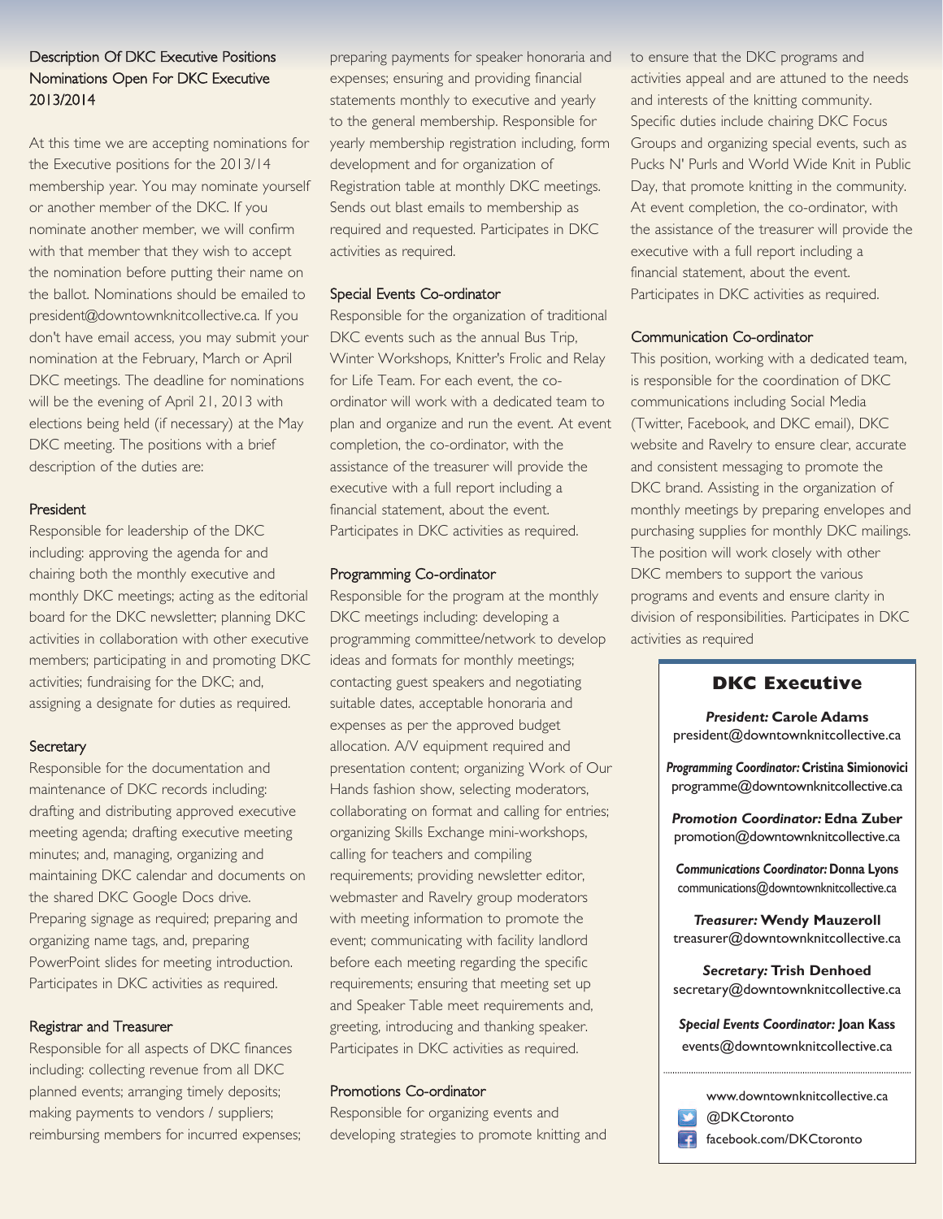## Description Of DKC Executive Positions Nominations Open For DKC Executive 2013/2014

At this time we are accepting nominations for the Executive positions for the 2013/14 membership year. You may nominate yourself or another member of the DKC. If you nominate another member, we will confirm with that member that they wish to accept the nomination before putting their name on the ballot. Nominations should be emailed to president@downtownknitcollective.ca. If you don't have email access, you may submit your nomination at the February, March or April DKC meetings. The deadline for nominations will be the evening of April 21, 2013 with elections being held (if necessary) at the May DKC meeting. The positions with a brief description of the duties are:

### President

Responsible for leadership of the DKC including: approving the agenda for and chairing both the monthly executive and monthly DKC meetings; acting as the editorial board for the DKC newsletter; planning DKC activities in collaboration with other executive members; participating in and promoting DKC activities; fundraising for the DKC; and, assigning a designate for duties as required.

### Secretary

Responsible for the documentation and maintenance of DKC records including: drafting and distributing approved executive meeting agenda; drafting executive meeting minutes; and, managing, organizing and maintaining DKC calendar and documents on the shared DKC Google Docs drive. Preparing signage as required; preparing and organizing name tags, and, preparing PowerPoint slides for meeting introduction. Participates in DKC activities as required.

### Registrar and Treasurer

Responsible for all aspects of DKC finances including: collecting revenue from all DKC planned events; arranging timely deposits; making payments to vendors / suppliers; reimbursing members for incurred expenses; preparing payments for speaker honoraria and expenses; ensuring and providing financial statements monthly to executive and yearly to the general membership. Responsible for yearly membership registration including, form development and for organization of Registration table at monthly DKC meetings. Sends out blast emails to membership as required and requested. Participates in DKC activities as required.

### Special Events Co-ordinator

Responsible for the organization of traditional DKC events such as the annual Bus Trip, Winter Workshops, Knitter's Frolic and Relay for Life Team. For each event, the co-ordinator will work with a dedicated team to plan and organize and run the event. At event completion, the co-ordinator, with the assistance of the treasurer will provide the executive with a full report including a financial statement, about the event. Participates in DKC activities as required.

### Programming Co-ordinator

Responsible for the program at the monthly DKC meetings including: developing a programming committee/network to develop ideas and formats for monthly meetings; contacting guest speakers and negotiating suitable dates, acceptable honoraria and expenses as per the approved budget allocation. A/V equipment required and presentation content; organizing Work of Our Hands fashion show, selecting moderators, collaborating on format and calling for entries; organizing Skills Exchange mini-workshops, calling for teachers and compiling requirements; providing newsletter editor, webmaster and Ravelry group moderators with meeting information to promote the event; communicating with facility landlord before each meeting regarding the specific requirements; ensuring that meeting set up and Speaker Table meet requirements and, greeting, introducing and thanking speaker. Participates in DKC activities as required.

### Promotions Co-ordinator

Responsible for organizing events and developing strategies to promote knitting and to ensure that the DKC programs and activities appeal and are attuned to the needs and interests of the knitting community. Specific duties include chairing DKC Focus Groups and organizing special events, such as Pucks N' Purls and World Wide Knit in Public Day, that promote knitting in the community. At event completion, the co-ordinator, with the assistance of the treasurer will provide the executive with a full report including a financial statement, about the event. Participates in DKC activities as required.

### Communication Co-ordinator

This position, working with a dedicated team, is responsible for the coordination of DKC communications including Social Media (Twitter, Facebook, and DKC email), DKC website and Ravelry to ensure clear, accurate and consistent messaging to promote the DKC brand. Assisting in the organization of monthly meetings by preparing envelopes and purchasing supplies for monthly DKC mailings. The position will work closely with other DKC members to support the various programs and events and ensure clarity in division of responsibilities. Participates in DKC activities as required

## DKC Executive

***President:*** **Carole Adams**
president@downtownknitcollective.ca

***Programming Coordinator:*** **Cristina Simionovici**
programme@downtownknitcollective.ca

***Promotion Coordinator:*** **Edna Zuber**
promotion@downtownknitcollective.ca

***Communications Coordinator:*** **Donna Lyons**
communications@downtownknitcollective.ca

***Treasurer:*** **Wendy Mauzeroll**
treasurer@downtownknitcollective.ca

***Secretary:*** **Trish Denhoed**
secretary@downtownknitcollective.ca

***Special Events Coordinator:*** **Joan Kass**
events@downtownknitcollective.ca

www.downtownknitcollective.ca
@DKCtoronto
facebook.com/DKCtoronto